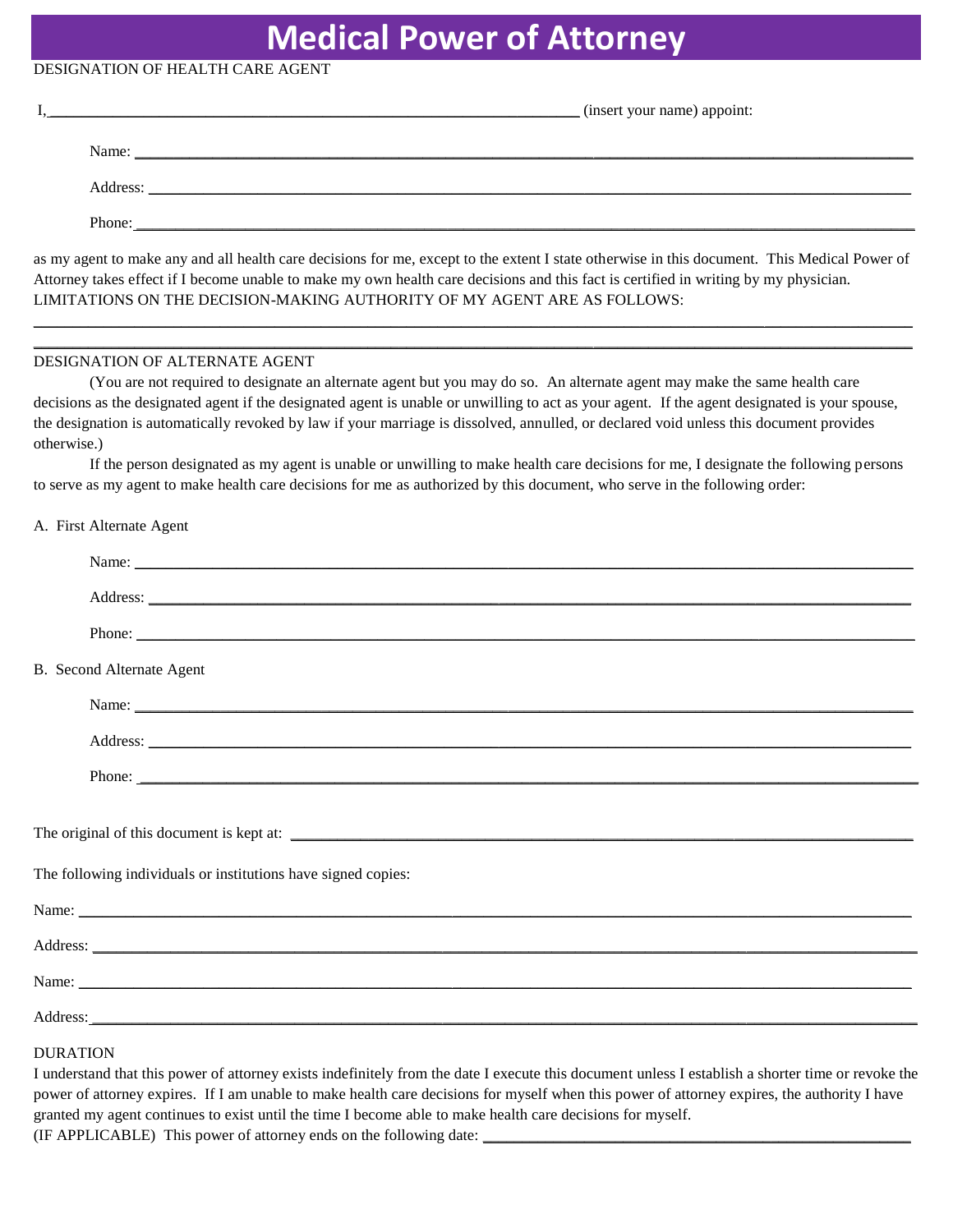# Medical Power of Attorney

DESIGNATION OF HEALTH CARE AGENT

I, ______________________________________________________________ (insert your name) appoint:

Name: ______________________________________________________________

Address: ______________________________________________________________

Phone: ______________________________________________________________

as my agent to make any and all health care decisions for me, except to the extent I state otherwise in this document. This Medical Power of Attorney takes effect if I become unable to make my own health care decisions and this fact is certified in writing by my physician. LIMITATIONS ON THE DECISION-MAKING AUTHORITY OF MY AGENT ARE AS FOLLOWS:

______________________________________________________________

______________________________________________________________

DESIGNATION OF ALTERNATE AGENT

(You are not required to designate an alternate agent but you may do so. An alternate agent may make the same health care decisions as the designated agent if the designated agent is unable or unwilling to act as your agent. If the agent designated is your spouse, the designation is automatically revoked by law if your marriage is dissolved, annulled, or declared void unless this document provides otherwise.)

If the person designated as my agent is unable or unwilling to make health care decisions for me, I designate the following persons to serve as my agent to make health care decisions for me as authorized by this document, who serve in the following order:

A. First Alternate Agent

Name: ______________________________________________________________

Address: ______________________________________________________________

Phone: ______________________________________________________________

B. Second Alternate Agent

Name: ______________________________________________________________

Address: ______________________________________________________________

Phone: ______________________________________________________________

The original of this document is kept at: ______________________________________________________________

The following individuals or institutions have signed copies:

Name: ______________________________________________________________

Address: ______________________________________________________________

Name: ______________________________________________________________

Address: ______________________________________________________________

DURATION

I understand that this power of attorney exists indefinitely from the date I execute this document unless I establish a shorter time or revoke the power of attorney expires. If I am unable to make health care decisions for myself when this power of attorney expires, the authority I have granted my agent continues to exist until the time I become able to make health care decisions for myself.

(IF APPLICABLE) This power of attorney ends on the following date: ______________________________________________________________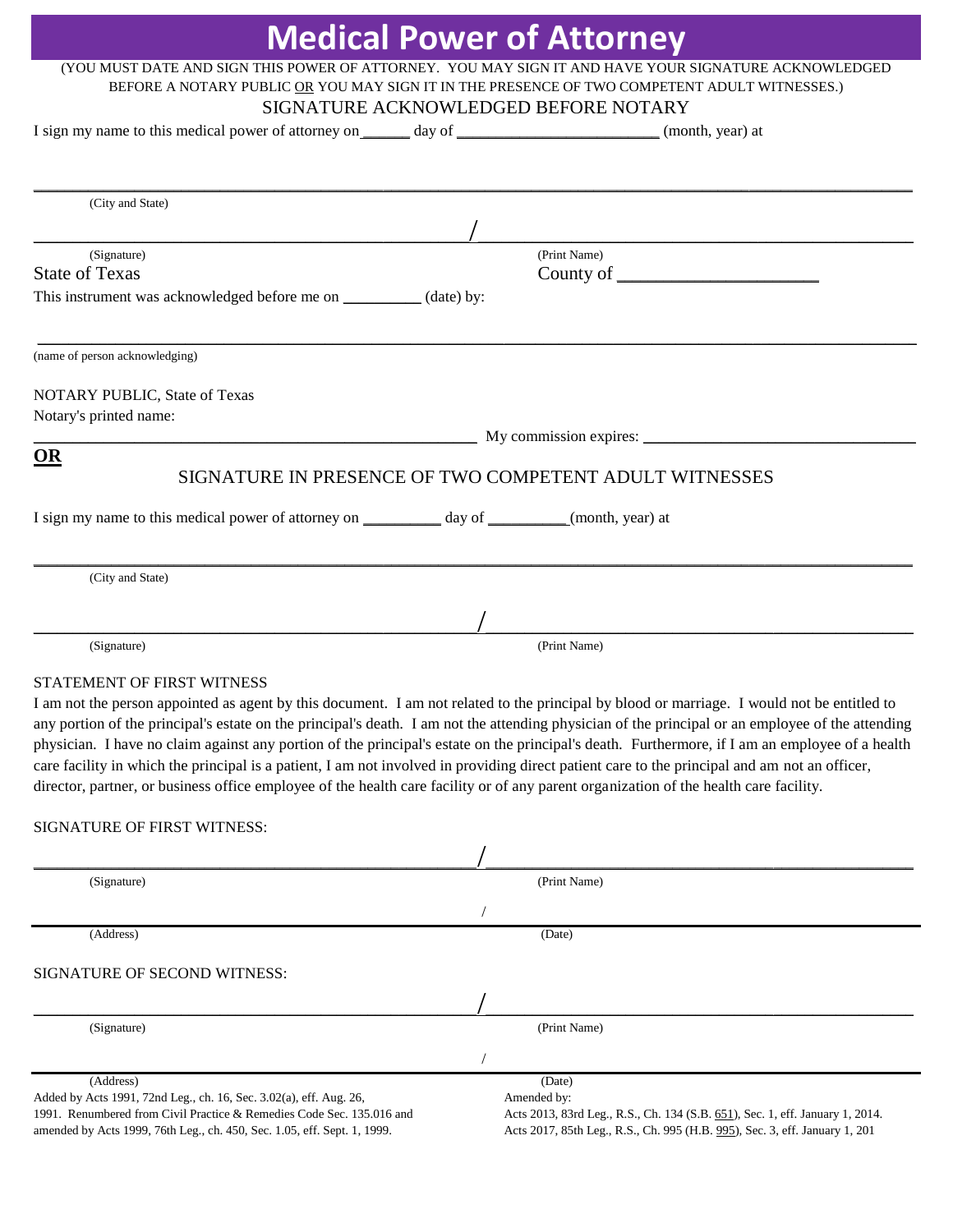# Medical Power of Attorney

(YOU MUST DATE AND SIGN THIS POWER OF ATTORNEY. YOU MAY SIGN IT AND HAVE YOUR SIGNATURE ACKNOWLEDGED BEFORE A NOTARY PUBLIC OR YOU MAY SIGN IT IN THE PRESENCE OF TWO COMPETENT ADULT WITNESSES.)

SIGNATURE ACKNOWLEDGED BEFORE NOTARY

I sign my name to this medical power of attorney on ______ day of ________________________ (month, year) at

______________________________________________________________________

(City and State)

______________________________________________ / ______________________________________________

(Signature) (Print Name)

State of Texas County of ______________________

This instrument was acknowledged before me on __________ (date) by:

______________________________________________________________________

(name of person acknowledging)

NOTARY PUBLIC, State of Texas

Notary's printed name:

______________________________________________ My commission expires: ______________________________

**OR**

SIGNATURE IN PRESENCE OF TWO COMPETENT ADULT WITNESSES

I sign my name to this medical power of attorney on __________ day of __________(month, year) at

______________________________________________________________________

(City and State)

______________________________________________ / ______________________________________________

(Signature) (Print Name)

STATEMENT OF FIRST WITNESS

I am not the person appointed as agent by this document. I am not related to the principal by blood or marriage. I would not be entitled to any portion of the principal's estate on the principal's death. I am not the attending physician of the principal or an employee of the attending physician. I have no claim against any portion of the principal's estate on the principal's death. Furthermore, if I am an employee of a health care facility in which the principal is a patient, I am not involved in providing direct patient care to the principal and am not an officer, director, partner, or business office employee of the health care facility or of any parent organization of the health care facility.

SIGNATURE OF FIRST WITNESS:

______________________________________________ / ______________________________________________

(Signature) (Print Name)

______________________________________________ / ______________________________________________

(Address) (Date)

SIGNATURE OF SECOND WITNESS:

______________________________________________ / ______________________________________________

(Signature) (Print Name)

______________________________________________ / ______________________________________________

(Address) (Date)

Added by Acts 1991, 72nd Leg., ch. 16, Sec. 3.02(a), eff. Aug. 26, 1991. Renumbered from Civil Practice & Remedies Code Sec. 135.016 and amended by Acts 1999, 76th Leg., ch. 450, Sec. 1.05, eff. Sept. 1, 1999.

Amended by:
Acts 2013, 83rd Leg., R.S., Ch. 134 (S.B. 651), Sec. 1, eff. January 1, 2014.
Acts 2017, 85th Leg., R.S., Ch. 995 (H.B. 995), Sec. 3, eff. January 1, 201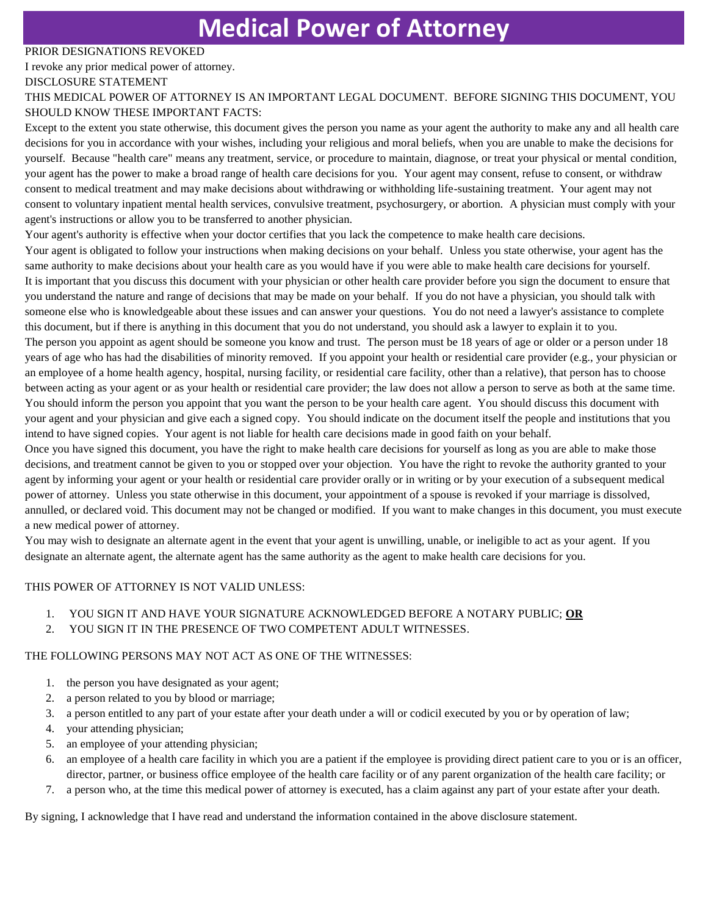# Medical Power of Attorney

PRIOR DESIGNATIONS REVOKED

I revoke any prior medical power of attorney.

DISCLOSURE STATEMENT

THIS MEDICAL POWER OF ATTORNEY IS AN IMPORTANT LEGAL DOCUMENT. BEFORE SIGNING THIS DOCUMENT, YOU SHOULD KNOW THESE IMPORTANT FACTS:

Except to the extent you state otherwise, this document gives the person you name as your agent the authority to make any and all health care decisions for you in accordance with your wishes, including your religious and moral beliefs, when you are unable to make the decisions for yourself. Because "health care" means any treatment, service, or procedure to maintain, diagnose, or treat your physical or mental condition, your agent has the power to make a broad range of health care decisions for you. Your agent may consent, refuse to consent, or withdraw consent to medical treatment and may make decisions about withdrawing or withholding life-sustaining treatment. Your agent may not consent to voluntary inpatient mental health services, convulsive treatment, psychosurgery, or abortion. A physician must comply with your agent's instructions or allow you to be transferred to another physician.

Your agent's authority is effective when your doctor certifies that you lack the competence to make health care decisions.

Your agent is obligated to follow your instructions when making decisions on your behalf. Unless you state otherwise, your agent has the same authority to make decisions about your health care as you would have if you were able to make health care decisions for yourself.

It is important that you discuss this document with your physician or other health care provider before you sign the document to ensure that you understand the nature and range of decisions that may be made on your behalf. If you do not have a physician, you should talk with someone else who is knowledgeable about these issues and can answer your questions. You do not need a lawyer's assistance to complete this document, but if there is anything in this document that you do not understand, you should ask a lawyer to explain it to you.

The person you appoint as agent should be someone you know and trust. The person must be 18 years of age or older or a person under 18 years of age who has had the disabilities of minority removed. If you appoint your health or residential care provider (e.g., your physician or an employee of a home health agency, hospital, nursing facility, or residential care facility, other than a relative), that person has to choose between acting as your agent or as your health or residential care provider; the law does not allow a person to serve as both at the same time.

You should inform the person you appoint that you want the person to be your health care agent. You should discuss this document with your agent and your physician and give each a signed copy. You should indicate on the document itself the people and institutions that you intend to have signed copies. Your agent is not liable for health care decisions made in good faith on your behalf.

Once you have signed this document, you have the right to make health care decisions for yourself as long as you are able to make those decisions, and treatment cannot be given to you or stopped over your objection. You have the right to revoke the authority granted to your agent by informing your agent or your health or residential care provider orally or in writing or by your execution of a subsequent medical power of attorney. Unless you state otherwise in this document, your appointment of a spouse is revoked if your marriage is dissolved, annulled, or declared void. This document may not be changed or modified. If you want to make changes in this document, you must execute a new medical power of attorney.

You may wish to designate an alternate agent in the event that your agent is unwilling, unable, or ineligible to act as your agent. If you designate an alternate agent, the alternate agent has the same authority as the agent to make health care decisions for you.

THIS POWER OF ATTORNEY IS NOT VALID UNLESS:

1. YOU SIGN IT AND HAVE YOUR SIGNATURE ACKNOWLEDGED BEFORE A NOTARY PUBLIC; **OR**
2. YOU SIGN IT IN THE PRESENCE OF TWO COMPETENT ADULT WITNESSES.

THE FOLLOWING PERSONS MAY NOT ACT AS ONE OF THE WITNESSES:

1. the person you have designated as your agent;
2. a person related to you by blood or marriage;
3. a person entitled to any part of your estate after your death under a will or codicil executed by you or by operation of law;
4. your attending physician;
5. an employee of your attending physician;
6. an employee of a health care facility in which you are a patient if the employee is providing direct patient care to you or is an officer, director, partner, or business office employee of the health care facility or of any parent organization of the health care facility; or
7. a person who, at the time this medical power of attorney is executed, has a claim against any part of your estate after your death.

By signing, I acknowledge that I have read and understand the information contained in the above disclosure statement.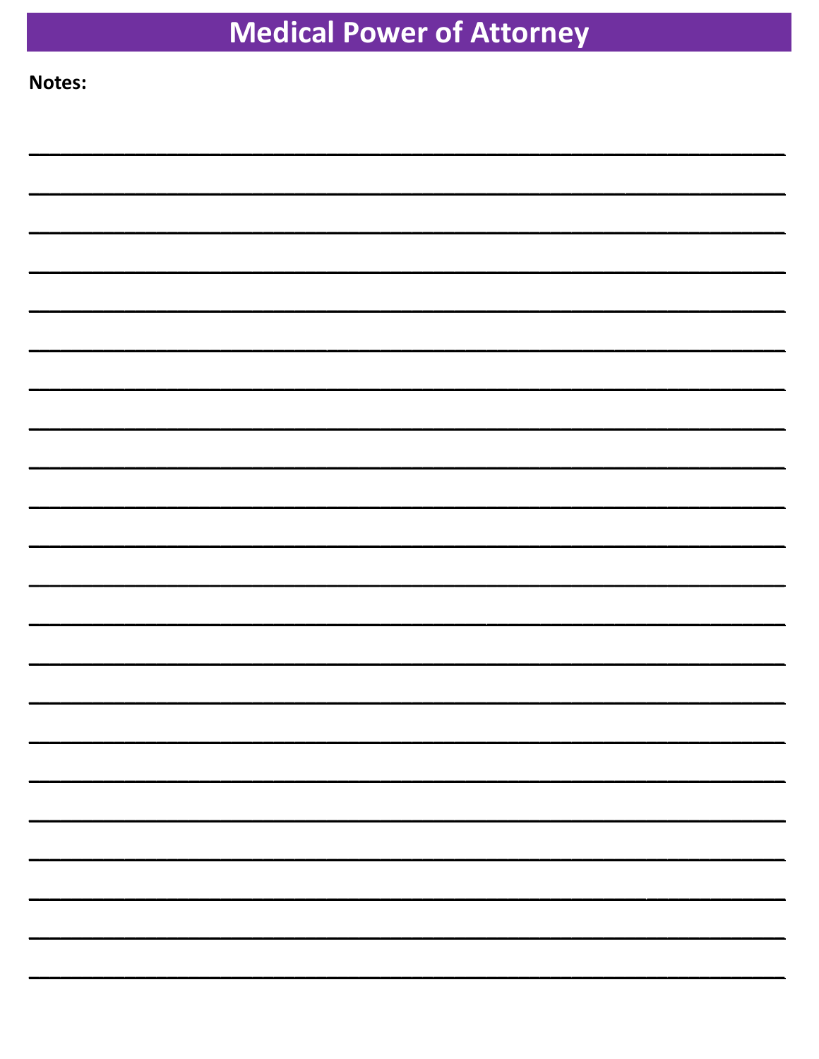# Medical Power of Attorney

**Notes:**